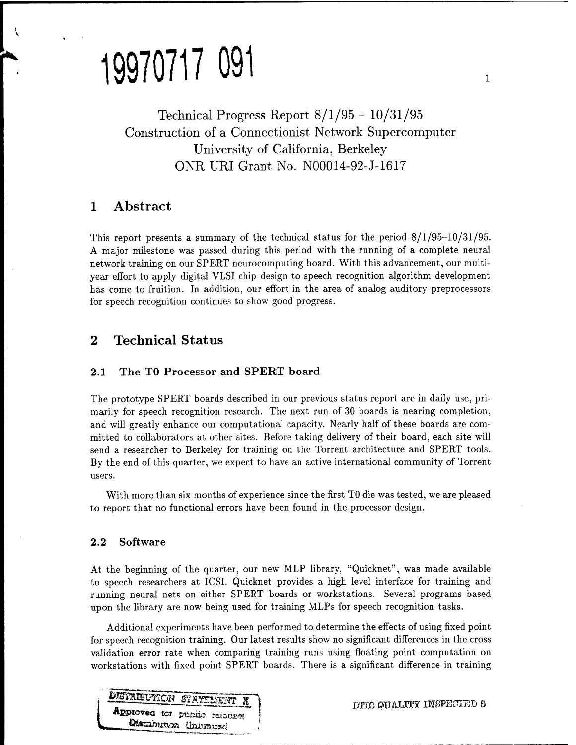19970717 091

# Technical Progress Report 8/1/95 – 10/31/95
# Construction of a Connectionist Network Supercomputer
# University of California, Berkeley
# ONR URI Grant No. N00014-92-J-1617

## 1 Abstract

This report presents a summary of the technical status for the period 8/1/95–10/31/95. A major milestone was passed during this period with the running of a complete neural network training on our SPERT neurocomputing board. With this advancement, our multi-year effort to apply digital VLSI chip design to speech recognition algorithm development has come to fruition. In addition, our effort in the area of analog auditory preprocessors for speech recognition continues to show good progress.

## 2 Technical Status

### 2.1 The T0 Processor and SPERT board

The prototype SPERT boards described in our previous status report are in daily use, primarily for speech recognition research. The next run of 30 boards is nearing completion, and will greatly enhance our computational capacity. Nearly half of these boards are committed to collaborators at other sites. Before taking delivery of their board, each site will send a researcher to Berkeley for training on the Torrent architecture and SPERT tools. By the end of this quarter, we expect to have an active international community of Torrent users.

With more than six months of experience since the first T0 die was tested, we are pleased to report that no functional errors have been found in the processor design.

### 2.2 Software

At the beginning of the quarter, our new MLP library, "Quicknet", was made available to speech researchers at ICSI. Quicknet provides a high level interface for training and running neural nets on either SPERT boards or workstations. Several programs based upon the library are now being used for training MLPs for speech recognition tasks.

Additional experiments have been performed to determine the effects of using fixed point for speech recognition training. Our latest results show no significant differences in the cross validation error rate when comparing training runs using floating point computation on workstations with fixed point SPERT boards. There is a significant difference in training

DISTRIBUTION STATEMENT A
Approved for public release;
Distribution Unlimited

DTIC QUALITY INSPECTED 3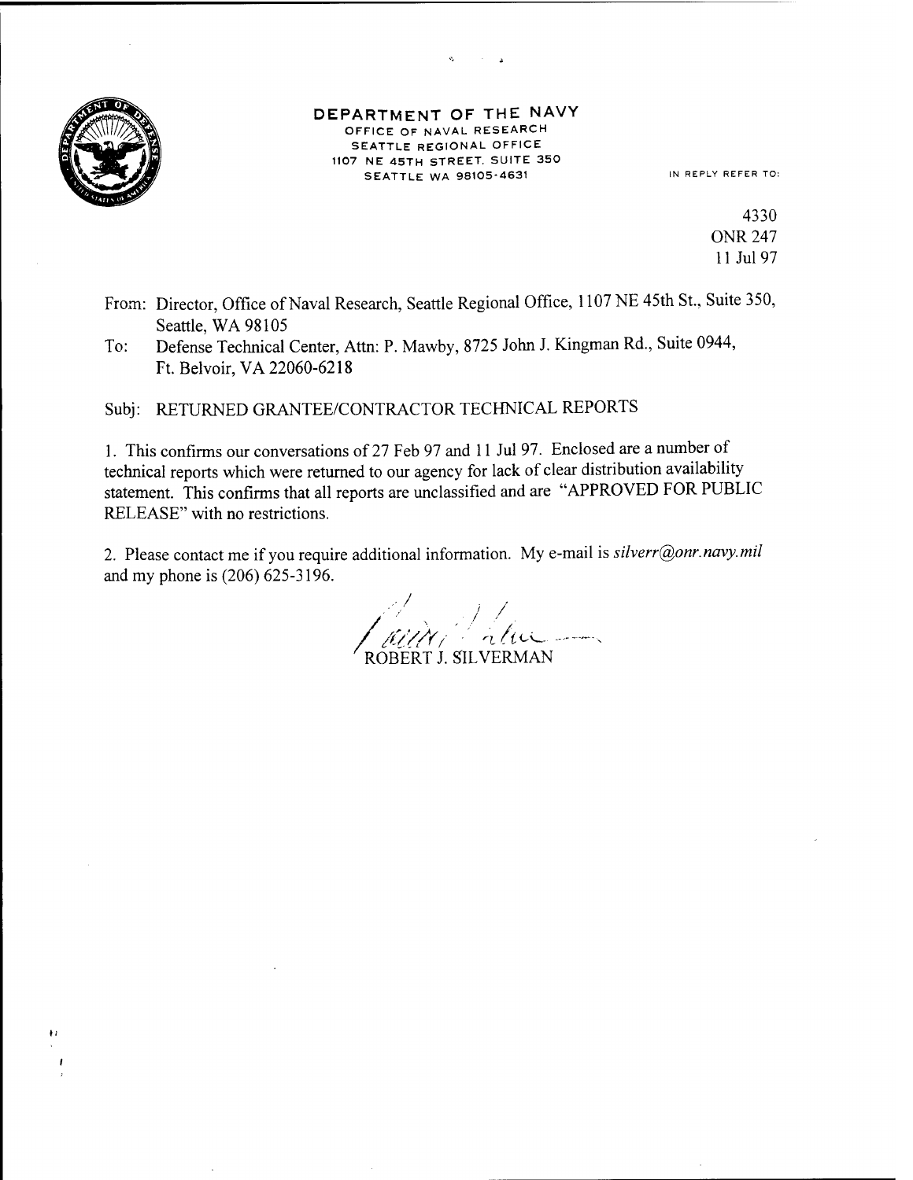**DEPARTMENT OF THE NAVY**
OFFICE OF NAVAL RESEARCH
SEATTLE REGIONAL OFFICE
1107 NE 45TH STREET. SUITE 350
SEATTLE WA 98105-4631

IN REPLY REFER TO:

4330
ONR 247
11 Jul 97

From: Director, Office of Naval Research, Seattle Regional Office, 1107 NE 45th St., Suite 350, Seattle, WA 98105

To: Defense Technical Center, Attn: P. Mawby, 8725 John J. Kingman Rd., Suite 0944, Ft. Belvoir, VA 22060-6218

Subj: RETURNED GRANTEE/CONTRACTOR TECHNICAL REPORTS

1. This confirms our conversations of 27 Feb 97 and 11 Jul 97. Enclosed are a number of technical reports which were returned to our agency for lack of clear distribution availability statement. This confirms that all reports are unclassified and are "APPROVED FOR PUBLIC RELEASE" with no restrictions.

2. Please contact me if you require additional information. My e-mail is *silverr@onr.navy.mil* and my phone is (206) 625-3196.

ROBERT J. SILVERMAN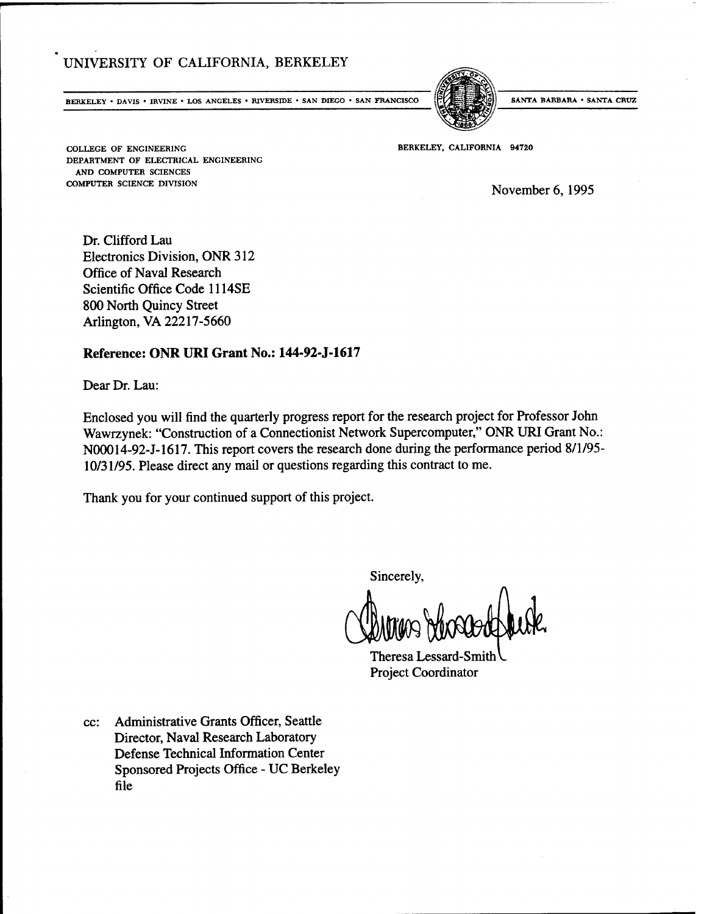UNIVERSITY OF CALIFORNIA, BERKELEY

BERKELEY • DAVIS • IRVINE • LOS ANGELES • RIVERSIDE • SAN DIEGO • SAN FRANCISCO SANTA BARBARA • SANTA CRUZ

COLLEGE OF ENGINEERING
DEPARTMENT OF ELECTRICAL ENGINEERING
AND COMPUTER SCIENCES
COMPUTER SCIENCE DIVISION

BERKELEY, CALIFORNIA 94720

November 6, 1995

Dr. Clifford Lau
Electronics Division, ONR 312
Office of Naval Research
Scientific Office Code 1114SE
800 North Quincy Street
Arlington, VA 22217-5660

**Reference: ONR URI Grant No.: 144-92-J-1617**

Dear Dr. Lau:

Enclosed you will find the quarterly progress report for the research project for Professor John Wawrzynek: "Construction of a Connectionist Network Supercomputer," ONR URI Grant No.: N00014-92-J-1617. This report covers the research done during the performance period 8/1/95-10/31/95. Please direct any mail or questions regarding this contract to me.

Thank you for your continued support of this project.

Sincerely,

Theresa Lessard-Smith
Project Coordinator

cc: Administrative Grants Officer, Seattle
Director, Naval Research Laboratory
Defense Technical Information Center
Sponsored Projects Office - UC Berkeley
file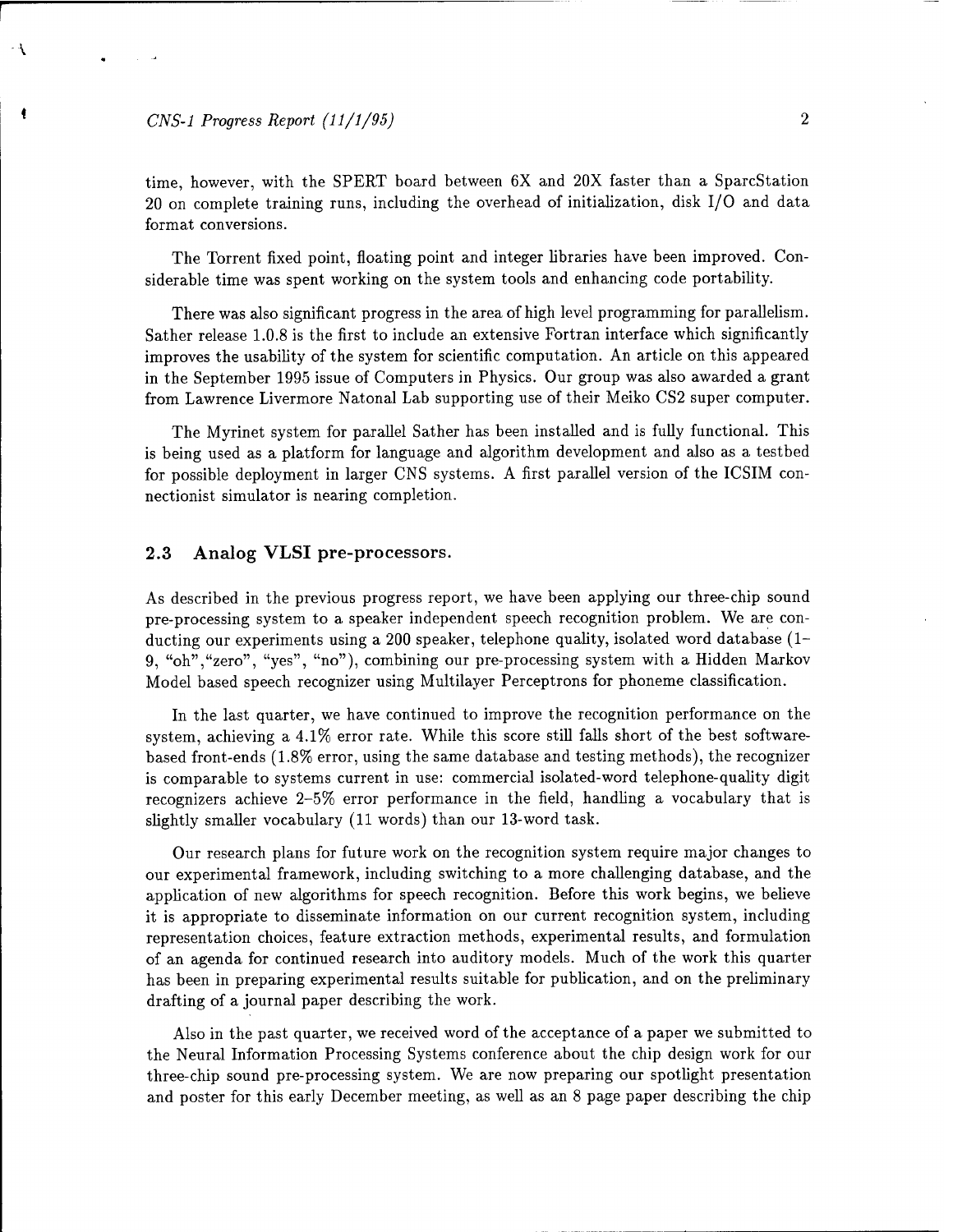time, however, with the SPERT board between 6X and 20X faster than a SparcStation 20 on complete training runs, including the overhead of initialization, disk I/O and data format conversions.

The Torrent fixed point, floating point and integer libraries have been improved. Considerable time was spent working on the system tools and enhancing code portability.

There was also significant progress in the area of high level programming for parallelism. Sather release 1.0.8 is the first to include an extensive Fortran interface which significantly improves the usability of the system for scientific computation. An article on this appeared in the September 1995 issue of Computers in Physics. Our group was also awarded a grant from Lawrence Livermore Natonal Lab supporting use of their Meiko CS2 super computer.

The Myrinet system for parallel Sather has been installed and is fully functional. This is being used as a platform for language and algorithm development and also as a testbed for possible deployment in larger CNS systems. A first parallel version of the ICSIM connectionist simulator is nearing completion.

### 2.3 Analog VLSI pre-processors.

As described in the previous progress report, we have been applying our three-chip sound pre-processing system to a speaker independent speech recognition problem. We are conducting our experiments using a 200 speaker, telephone quality, isolated word database (1–9, "oh","zero", "yes", "no"), combining our pre-processing system with a Hidden Markov Model based speech recognizer using Multilayer Perceptrons for phoneme classification.

In the last quarter, we have continued to improve the recognition performance on the system, achieving a 4.1% error rate. While this score still falls short of the best software-based front-ends (1.8% error, using the same database and testing methods), the recognizer is comparable to systems current in use: commercial isolated-word telephone-quality digit recognizers achieve 2–5% error performance in the field, handling a vocabulary that is slightly smaller vocabulary (11 words) than our 13-word task.

Our research plans for future work on the recognition system require major changes to our experimental framework, including switching to a more challenging database, and the application of new algorithms for speech recognition. Before this work begins, we believe it is appropriate to disseminate information on our current recognition system, including representation choices, feature extraction methods, experimental results, and formulation of an agenda for continued research into auditory models. Much of the work this quarter has been in preparing experimental results suitable for publication, and on the preliminary drafting of a journal paper describing the work.

Also in the past quarter, we received word of the acceptance of a paper we submitted to the Neural Information Processing Systems conference about the chip design work for our three-chip sound pre-processing system. We are now preparing our spotlight presentation and poster for this early December meeting, as well as an 8 page paper describing the chip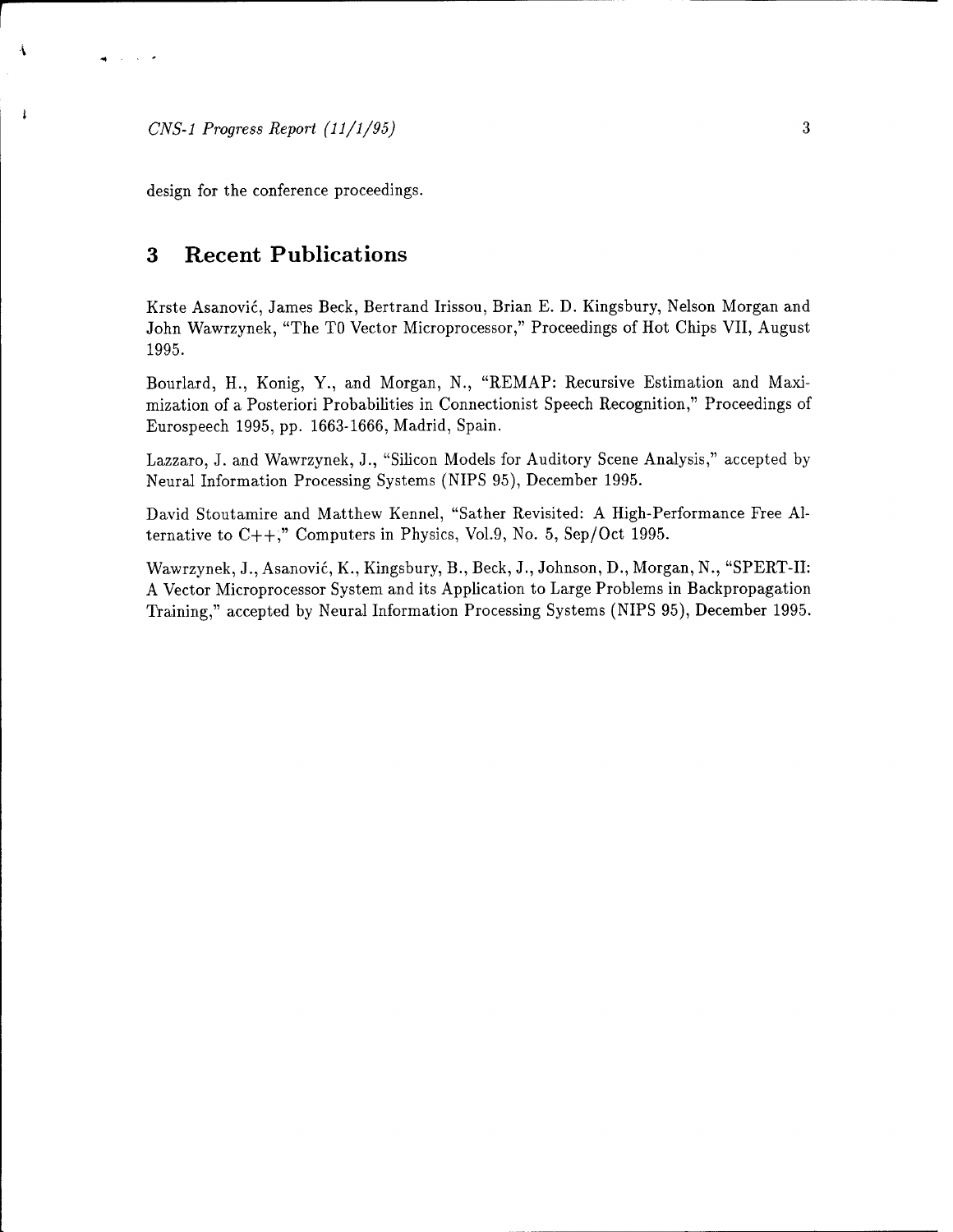design for the conference proceedings.

## 3 Recent Publications

Krste Asanović, James Beck, Bertrand Irissou, Brian E. D. Kingsbury, Nelson Morgan and John Wawrzynek, "The T0 Vector Microprocessor," Proceedings of Hot Chips VII, August 1995.

Bourlard, H., Konig, Y., and Morgan, N., "REMAP: Recursive Estimation and Maximization of a Posteriori Probabilities in Connectionist Speech Recognition," Proceedings of Eurospeech 1995, pp. 1663-1666, Madrid, Spain.

Lazzaro, J. and Wawrzynek, J., "Silicon Models for Auditory Scene Analysis," accepted by Neural Information Processing Systems (NIPS 95), December 1995.

David Stoutamire and Matthew Kennel, "Sather Revisited: A High-Performance Free Alternative to C++," Computers in Physics, Vol.9, No. 5, Sep/Oct 1995.

Wawrzynek, J., Asanović, K., Kingsbury, B., Beck, J., Johnson, D., Morgan, N., "SPERT-II: A Vector Microprocessor System and its Application to Large Problems in Backpropagation Training," accepted by Neural Information Processing Systems (NIPS 95), December 1995.